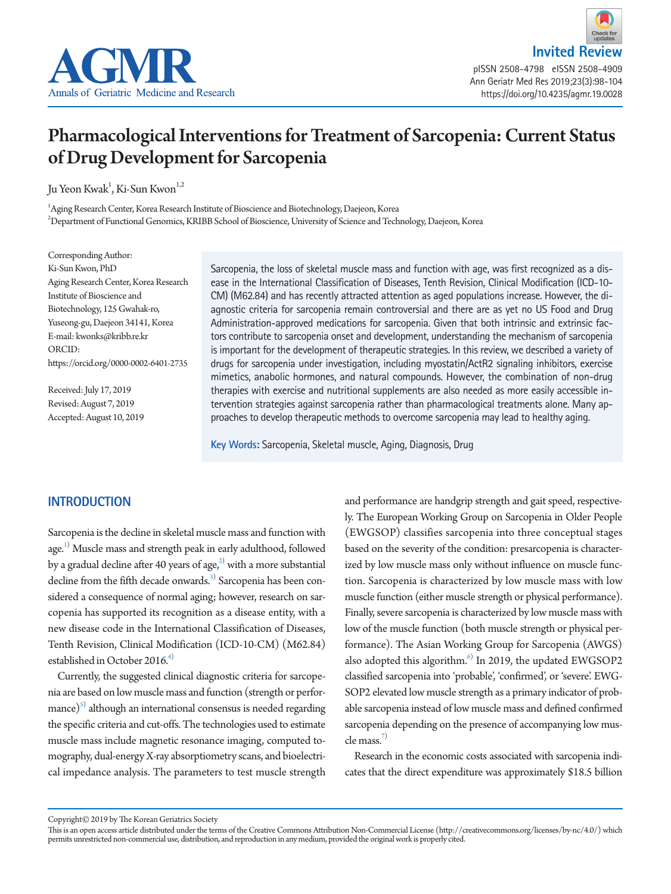Invited Review

# Pharmacological Interventions for Treatment of Sarcopenia: Current Status of Drug Development for Sarcopenia

Ju Yeon Kwak[1], Ki-Sun Kwon[1,2]

[1]Aging Research Center, Korea Research Institute of Bioscience and Biotechnology, Daejeon, Korea
[2]Department of Functional Genomics, KRIBB School of Bioscience, University of Science and Technology, Daejeon, Korea

Corresponding Author:
Ki-Sun Kwon, PhD
Aging Research Center, Korea Research Institute of Bioscience and Biotechnology, 125 Gwahak-ro, Yuseong-gu, Daejeon 34141, Korea
E-mail: kwonks@kribb.re.kr
ORCID:
https://orcid.org/0000-0002-6401-2735

Received: July 17, 2019
Revised: August 7, 2019
Accepted: August 10, 2019

Sarcopenia, the loss of skeletal muscle mass and function with age, was first recognized as a disease in the International Classification of Diseases, Tenth Revision, Clinical Modification (ICD-10-CM) (M62.84) and has recently attracted attention as aged populations increase. However, the diagnostic criteria for sarcopenia remain controversial and there are as yet no US Food and Drug Administration-approved medications for sarcopenia. Given that both intrinsic and extrinsic factors contribute to sarcopenia onset and development, understanding the mechanism of sarcopenia is important for the development of therapeutic strategies. In this review, we described a variety of drugs for sarcopenia under investigation, including myostatin/ActR2 signaling inhibitors, exercise mimetics, anabolic hormones, and natural compounds. However, the combination of non-drug therapies with exercise and nutritional supplements are also needed as more easily accessible intervention strategies against sarcopenia rather than pharmacological treatments alone. Many approaches to develop therapeutic methods to overcome sarcopenia may lead to healthy aging.

**Key Words:** Sarcopenia, Skeletal muscle, Aging, Diagnosis, Drug

## INTRODUCTION

Sarcopenia is the decline in skeletal muscle mass and function with age.[1] Muscle mass and strength peak in early adulthood, followed by a gradual decline after 40 years of age,[2] with a more substantial decline from the fifth decade onwards.[3] Sarcopenia has been considered a consequence of normal aging; however, research on sarcopenia has supported its recognition as a disease entity, with a new disease code in the International Classification of Diseases, Tenth Revision, Clinical Modification (ICD-10-CM) (M62.84) established in October 2016.[4]

Currently, the suggested clinical diagnostic criteria for sarcopenia are based on low muscle mass and function (strength or performance)[5] although an international consensus is needed regarding the specific criteria and cut-offs. The technologies used to estimate muscle mass include magnetic resonance imaging, computed tomography, dual-energy X-ray absorptiometry scans, and bioelectrical impedance analysis. The parameters to test muscle strength and performance are handgrip strength and gait speed, respectively. The European Working Group on Sarcopenia in Older People (EWGSOP) classifies sarcopenia into three conceptual stages based on the severity of the condition: presarcopenia is characterized by low muscle mass only without influence on muscle function. Sarcopenia is characterized by low muscle mass with low muscle function (either muscle strength or physical performance). Finally, severe sarcopenia is characterized by low muscle mass with low of the muscle function (both muscle strength or physical performance). The Asian Working Group for Sarcopenia (AWGS) also adopted this algorithm.[6] In 2019, the updated EWGSOP2 classified sarcopenia into 'probable', 'confirmed', or 'severe'. EWGSOP2 elevated low muscle strength as a primary indicator of probable sarcopenia instead of low muscle mass and defined confirmed sarcopenia depending on the presence of accompanying low muscle mass.[7]

Research in the economic costs associated with sarcopenia indicates that the direct expenditure was approximately $18.5 billion

Copyright© 2019 by The Korean Geriatrics Society
This is an open access article distributed under the terms of the Creative Commons Attribution Non-Commercial License (http://creativecommons.org/licenses/by-nc/4.0/) which permits unrestricted non-commercial use, distribution, and reproduction in any medium, provided the original work is properly cited.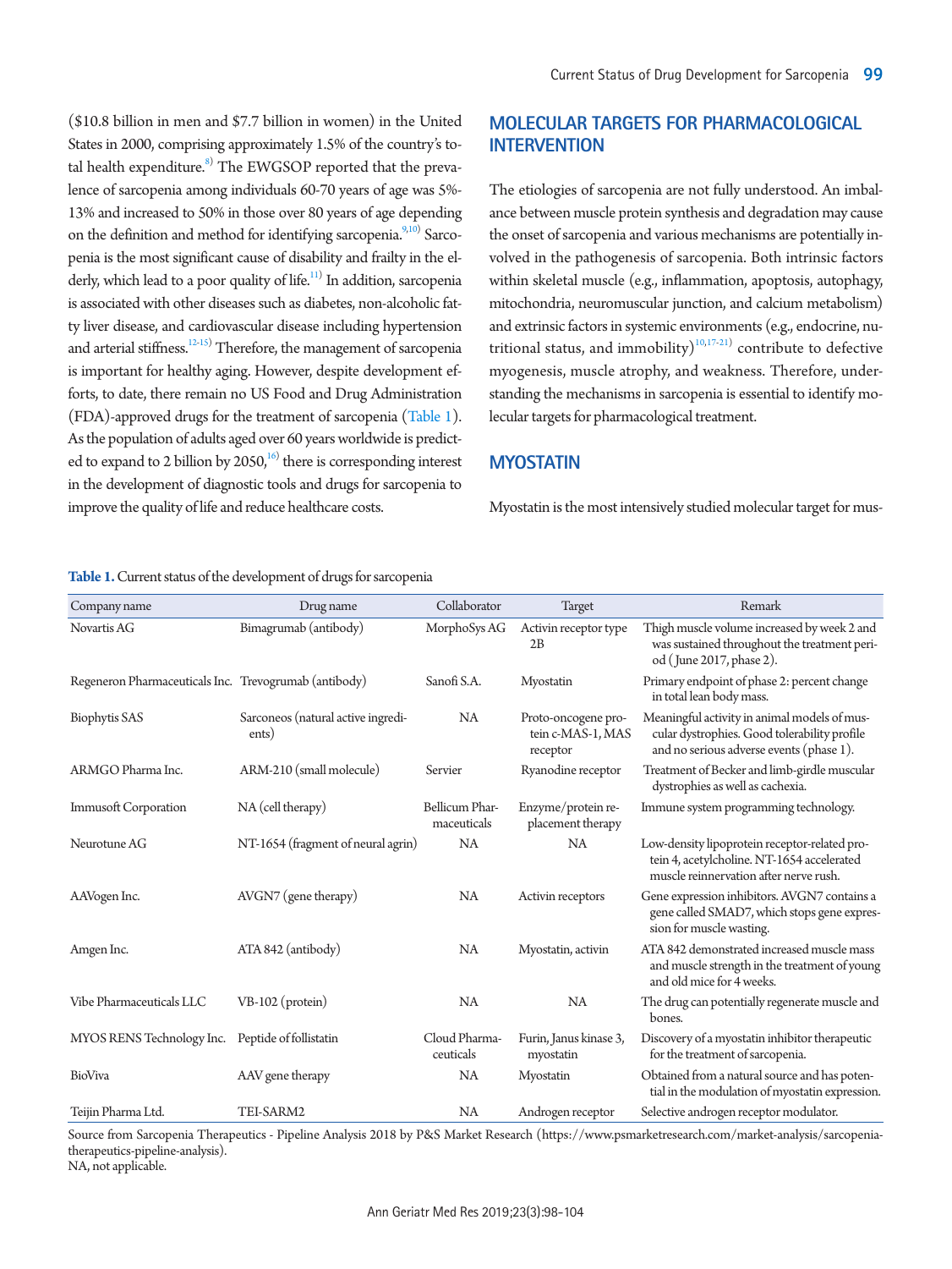($10.8 billion in men and $7.7 billion in women) in the United States in 2000, comprising approximately 1.5% of the country's total health expenditure.[8] The EWGSOP reported that the prevalence of sarcopenia among individuals 60-70 years of age was 5%-13% and increased to 50% in those over 80 years of age depending on the definition and method for identifying sarcopenia.[9,10] Sarcopenia is the most significant cause of disability and frailty in the elderly, which lead to a poor quality of life.[11] In addition, sarcopenia is associated with other diseases such as diabetes, non-alcoholic fatty liver disease, and cardiovascular disease including hypertension and arterial stiffness.[12-15] Therefore, the management of sarcopenia is important for healthy aging. However, despite development efforts, to date, there remain no US Food and Drug Administration (FDA)-approved drugs for the treatment of sarcopenia (Table 1). As the population of adults aged over 60 years worldwide is predicted to expand to 2 billion by 2050,[16] there is corresponding interest in the development of diagnostic tools and drugs for sarcopenia to improve the quality of life and reduce healthcare costs.

## MOLECULAR TARGETS FOR PHARMACOLOGICAL INTERVENTION

The etiologies of sarcopenia are not fully understood. An imbalance between muscle protein synthesis and degradation may cause the onset of sarcopenia and various mechanisms are potentially involved in the pathogenesis of sarcopenia. Both intrinsic factors within skeletal muscle (e.g., inflammation, apoptosis, autophagy, mitochondria, neuromuscular junction, and calcium metabolism) and extrinsic factors in systemic environments (e.g., endocrine, nutritional status, and immobility)[10,17-21] contribute to defective myogenesis, muscle atrophy, and weakness. Therefore, understanding the mechanisms in sarcopenia is essential to identify molecular targets for pharmacological treatment.

## MYOSTATIN

Myostatin is the most intensively studied molecular target for mus-

**Table 1.** Current status of the development of drugs for sarcopenia

| Company name | Drug name | Collaborator | Target | Remark |
|---|---|---|---|---|
| Novartis AG | Bimagrumab (antibody) | MorphoSys AG | Activin receptor type 2B | Thigh muscle volume increased by week 2 and was sustained throughout the treatment period (June 2017, phase 2). |
| Regeneron Pharmaceuticals Inc. | Trevogrumab (antibody) | Sanofi S.A. | Myostatin | Primary endpoint of phase 2: percent change in total lean body mass. |
| Biophytis SAS | Sarconeos (natural active ingredients) | NA | Proto-oncogene protein c-MAS-1, MAS receptor | Meaningful activity in animal models of muscular dystrophies. Good tolerability profile and no serious adverse events (phase 1). |
| ARMGO Pharma Inc. | ARM-210 (small molecule) | Servier | Ryanodine receptor | Treatment of Becker and limb-girdle muscular dystrophies as well as cachexia. |
| Immusoft Corporation | NA (cell therapy) | Bellicum Pharmaceuticals | Enzyme/protein replacement therapy | Immune system programming technology. |
| Neurotune AG | NT-1654 (fragment of neural agrin) | NA | NA | Low-density lipoprotein receptor-related protein 4, acetylcholine. NT-1654 accelerated muscle reinnervation after nerve rush. |
| AAVogen Inc. | AVGN7 (gene therapy) | NA | Activin receptors | Gene expression inhibitors. AVGN7 contains a gene called SMAD7, which stops gene expression for muscle wasting. |
| Amgen Inc. | ATA 842 (antibody) | NA | Myostatin, activin | ATA 842 demonstrated increased muscle mass and muscle strength in the treatment of young and old mice for 4 weeks. |
| Vibe Pharmaceuticals LLC | VB-102 (protein) | NA | NA | The drug can potentially regenerate muscle and bones. |
| MYOS RENS Technology Inc. | Peptide of follistatin | Cloud Pharmaceuticals | Furin, Janus kinase 3, myostatin | Discovery of a myostatin inhibitor therapeutic for the treatment of sarcopenia. |
| BioViva | AAV gene therapy | NA | Myostatin | Obtained from a natural source and has potential in the modulation of myostatin expression. |
| Teijin Pharma Ltd. | TEI-SARM2 | NA | Androgen receptor | Selective androgen receptor modulator. |

Source from Sarcopenia Therapeutics - Pipeline Analysis 2018 by P&S Market Research (https://www.psmarketresearch.com/market-analysis/sarcopenia-therapeutics-pipeline-analysis).
NA, not applicable.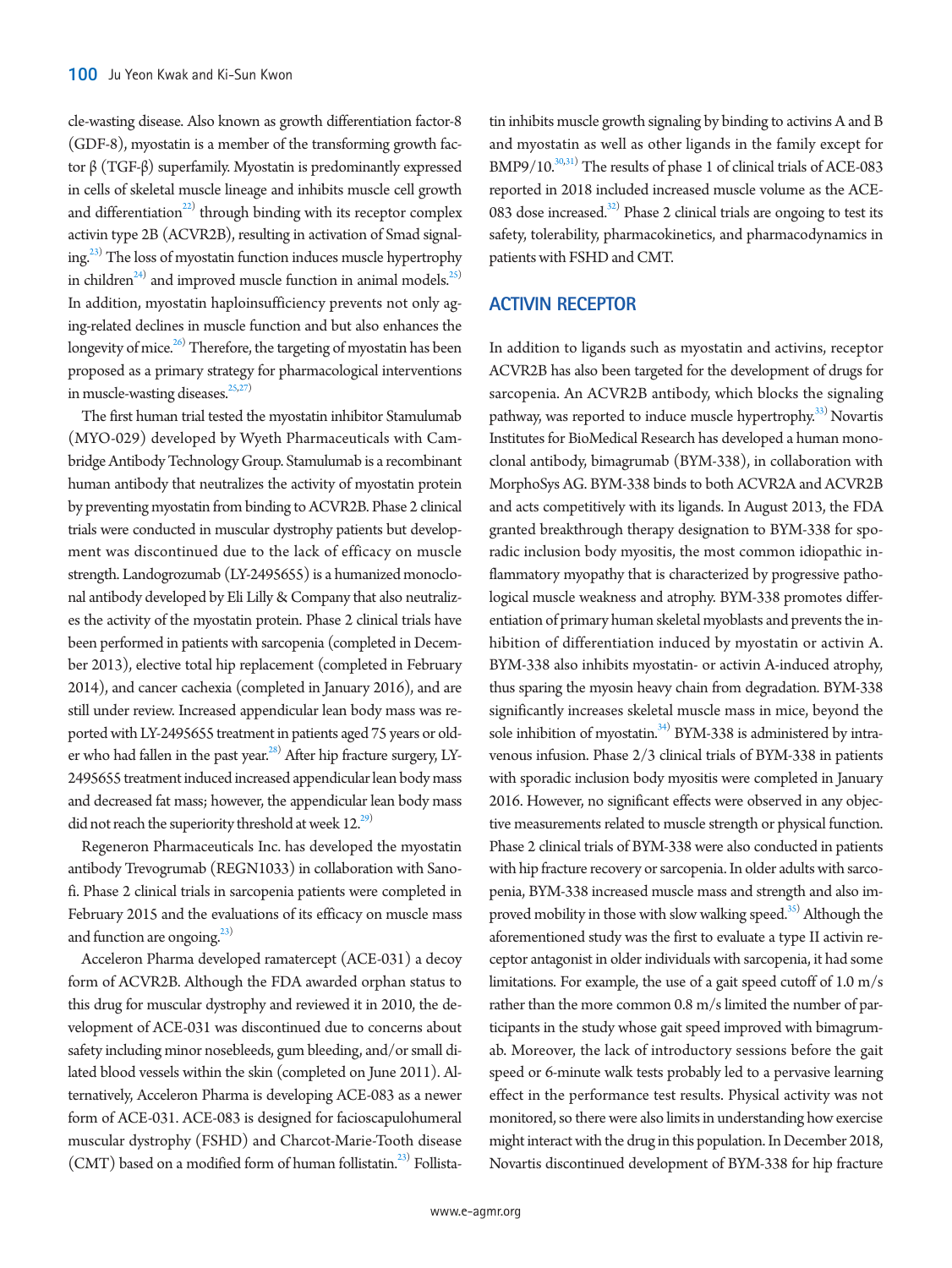cle-wasting disease. Also known as growth differentiation factor-8 (GDF-8), myostatin is a member of the transforming growth factor β (TGF-β) superfamily. Myostatin is predominantly expressed in cells of skeletal muscle lineage and inhibits muscle cell growth and differentiation[22] through binding with its receptor complex activin type 2B (ACVR2B), resulting in activation of Smad signaling.[23] The loss of myostatin function induces muscle hypertrophy in children[24] and improved muscle function in animal models.[25] In addition, myostatin haploinsufficiency prevents not only aging-related declines in muscle function and but also enhances the longevity of mice.[26] Therefore, the targeting of myostatin has been proposed as a primary strategy for pharmacological interventions in muscle-wasting diseases.[25,27]

The first human trial tested the myostatin inhibitor Stamulumab (MYO-029) developed by Wyeth Pharmaceuticals with Cambridge Antibody Technology Group. Stamulumab is a recombinant human antibody that neutralizes the activity of myostatin protein by preventing myostatin from binding to ACVR2B. Phase 2 clinical trials were conducted in muscular dystrophy patients but development was discontinued due to the lack of efficacy on muscle strength. Landogrozumab (LY-2495655) is a humanized monoclonal antibody developed by Eli Lilly & Company that also neutralizes the activity of the myostatin protein. Phase 2 clinical trials have been performed in patients with sarcopenia (completed in December 2013), elective total hip replacement (completed in February 2014), and cancer cachexia (completed in January 2016), and are still under review. Increased appendicular lean body mass was reported with LY-2495655 treatment in patients aged 75 years or older who had fallen in the past year.[28] After hip fracture surgery, LY-2495655 treatment induced increased appendicular lean body mass and decreased fat mass; however, the appendicular lean body mass did not reach the superiority threshold at week 12.[29]

Regeneron Pharmaceuticals Inc. has developed the myostatin antibody Trevogrumab (REGN1033) in collaboration with Sanofi. Phase 2 clinical trials in sarcopenia patients were completed in February 2015 and the evaluations of its efficacy on muscle mass and function are ongoing.[23]

Acceleron Pharma developed ramatercept (ACE-031) a decoy form of ACVR2B. Although the FDA awarded orphan status to this drug for muscular dystrophy and reviewed it in 2010, the development of ACE-031 was discontinued due to concerns about safety including minor nosebleeds, gum bleeding, and/or small dilated blood vessels within the skin (completed on June 2011). Alternatively, Acceleron Pharma is developing ACE-083 as a newer form of ACE-031. ACE-083 is designed for facioscapulohumeral muscular dystrophy (FSHD) and Charcot-Marie-Tooth disease (CMT) based on a modified form of human follistatin.[23] Follistatin inhibits muscle growth signaling by binding to activins A and B and myostatin as well as other ligands in the family except for BMP9/10.[30,31] The results of phase 1 of clinical trials of ACE-083 reported in 2018 included increased muscle volume as the ACE-083 dose increased.[32] Phase 2 clinical trials are ongoing to test its safety, tolerability, pharmacokinetics, and pharmacodynamics in patients with FSHD and CMT.

## ACTIVIN RECEPTOR

In addition to ligands such as myostatin and activins, receptor ACVR2B has also been targeted for the development of drugs for sarcopenia. An ACVR2B antibody, which blocks the signaling pathway, was reported to induce muscle hypertrophy.[33] Novartis Institutes for BioMedical Research has developed a human monoclonal antibody, bimagrumab (BYM-338), in collaboration with MorphoSys AG. BYM-338 binds to both ACVR2A and ACVR2B and acts competitively with its ligands. In August 2013, the FDA granted breakthrough therapy designation to BYM-338 for sporadic inclusion body myositis, the most common idiopathic inflammatory myopathy that is characterized by progressive pathological muscle weakness and atrophy. BYM-338 promotes differentiation of primary human skeletal myoblasts and prevents the inhibition of differentiation induced by myostatin or activin A. BYM-338 also inhibits myostatin- or activin A-induced atrophy, thus sparing the myosin heavy chain from degradation. BYM-338 significantly increases skeletal muscle mass in mice, beyond the sole inhibition of myostatin.[34] BYM-338 is administered by intravenous infusion. Phase 2/3 clinical trials of BYM-338 in patients with sporadic inclusion body myositis were completed in January 2016. However, no significant effects were observed in any objective measurements related to muscle strength or physical function. Phase 2 clinical trials of BYM-338 were also conducted in patients with hip fracture recovery or sarcopenia. In older adults with sarcopenia, BYM-338 increased muscle mass and strength and also improved mobility in those with slow walking speed.[35] Although the aforementioned study was the first to evaluate a type II activin receptor antagonist in older individuals with sarcopenia, it had some limitations. For example, the use of a gait speed cutoff of 1.0 m/s rather than the more common 0.8 m/s limited the number of participants in the study whose gait speed improved with bimagrumab. Moreover, the lack of introductory sessions before the gait speed or 6-minute walk tests probably led to a pervasive learning effect in the performance test results. Physical activity was not monitored, so there were also limits in understanding how exercise might interact with the drug in this population. In December 2018, Novartis discontinued development of BYM-338 for hip fracture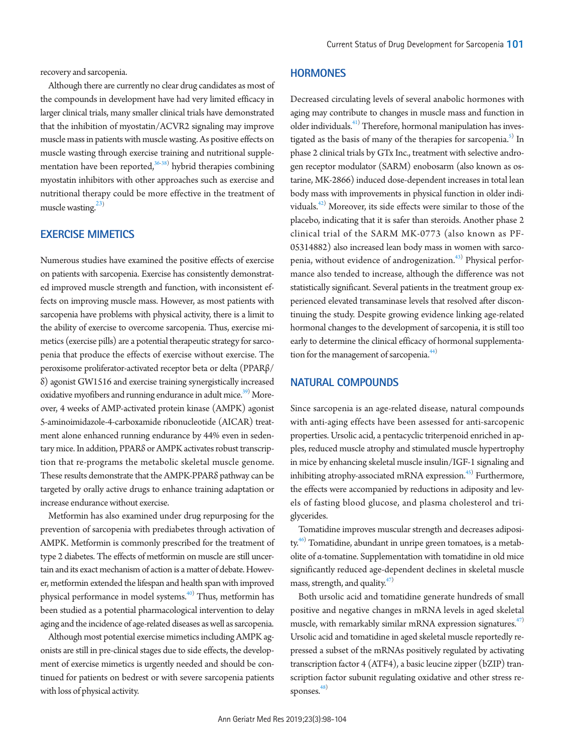recovery and sarcopenia.

Although there are currently no clear drug candidates as most of the compounds in development have had very limited efficacy in larger clinical trials, many smaller clinical trials have demonstrated that the inhibition of myostatin/ACVR2 signaling may improve muscle mass in patients with muscle wasting. As positive effects on muscle wasting through exercise training and nutritional supplementation have been reported,[36-38] hybrid therapies combining myostatin inhibitors with other approaches such as exercise and nutritional therapy could be more effective in the treatment of muscle wasting.[23]

## EXERCISE MIMETICS

Numerous studies have examined the positive effects of exercise on patients with sarcopenia. Exercise has consistently demonstrated improved muscle strength and function, with inconsistent effects on improving muscle mass. However, as most patients with sarcopenia have problems with physical activity, there is a limit to the ability of exercise to overcome sarcopenia. Thus, exercise mimetics (exercise pills) are a potential therapeutic strategy for sarcopenia that produce the effects of exercise without exercise. The peroxisome proliferator-activated receptor beta or delta (PPARβ/δ) agonist GW1516 and exercise training synergistically increased oxidative myofibers and running endurance in adult mice.[39] Moreover, 4 weeks of AMP-activated protein kinase (AMPK) agonist 5-aminoimidazole-4-carboxamide ribonucleotide (AICAR) treatment alone enhanced running endurance by 44% even in sedentary mice. In addition, PPARδ or AMPK activates robust transcription that re-programs the metabolic skeletal muscle genome. These results demonstrate that the AMPK-PPARδ pathway can be targeted by orally active drugs to enhance training adaptation or increase endurance without exercise.

Metformin has also examined under drug repurposing for the prevention of sarcopenia with prediabetes through activation of AMPK. Metformin is commonly prescribed for the treatment of type 2 diabetes. The effects of metformin on muscle are still uncertain and its exact mechanism of action is a matter of debate. However, metformin extended the lifespan and health span with improved physical performance in model systems.[40] Thus, metformin has been studied as a potential pharmacological intervention to delay aging and the incidence of age-related diseases as well as sarcopenia.

Although most potential exercise mimetics including AMPK agonists are still in pre-clinical stages due to side effects, the development of exercise mimetics is urgently needed and should be continued for patients on bedrest or with severe sarcopenia patients with loss of physical activity.

## HORMONES

Decreased circulating levels of several anabolic hormones with aging may contribute to changes in muscle mass and function in older individuals.[41] Therefore, hormonal manipulation has investigated as the basis of many of the therapies for sarcopenia.[5] In phase 2 clinical trials by GTx Inc., treatment with selective androgen receptor modulator (SARM) enobosarm (also known as ostarine, MK-2866) induced dose-dependent increases in total lean body mass with improvements in physical function in older individuals.[42] Moreover, its side effects were similar to those of the placebo, indicating that it is safer than steroids. Another phase 2 clinical trial of the SARM MK-0773 (also known as PF-05314882) also increased lean body mass in women with sarcopenia, without evidence of androgenization.[43] Physical performance also tended to increase, although the difference was not statistically significant. Several patients in the treatment group experienced elevated transaminase levels that resolved after discontinuing the study. Despite growing evidence linking age-related hormonal changes to the development of sarcopenia, it is still too early to determine the clinical efficacy of hormonal supplementation for the management of sarcopenia.[44]

## NATURAL COMPOUNDS

Since sarcopenia is an age-related disease, natural compounds with anti-aging effects have been assessed for anti-sarcopenic properties. Ursolic acid, a pentacyclic triterpenoid enriched in apples, reduced muscle atrophy and stimulated muscle hypertrophy in mice by enhancing skeletal muscle insulin/IGF-1 signaling and inhibiting atrophy-associated mRNA expression.[45] Furthermore, the effects were accompanied by reductions in adiposity and levels of fasting blood glucose, and plasma cholesterol and triglycerides.

Tomatidine improves muscular strength and decreases adiposity.[46] Tomatidine, abundant in unripe green tomatoes, is a metabolite of α-tomatine. Supplementation with tomatidine in old mice significantly reduced age-dependent declines in skeletal muscle mass, strength, and quality.[47]

Both ursolic acid and tomatidine generate hundreds of small positive and negative changes in mRNA levels in aged skeletal muscle, with remarkably similar mRNA expression signatures.[47] Ursolic acid and tomatidine in aged skeletal muscle reportedly repressed a subset of the mRNAs positively regulated by activating transcription factor 4 (ATF4), a basic leucine zipper (bZIP) transcription factor subunit regulating oxidative and other stress responses.[48]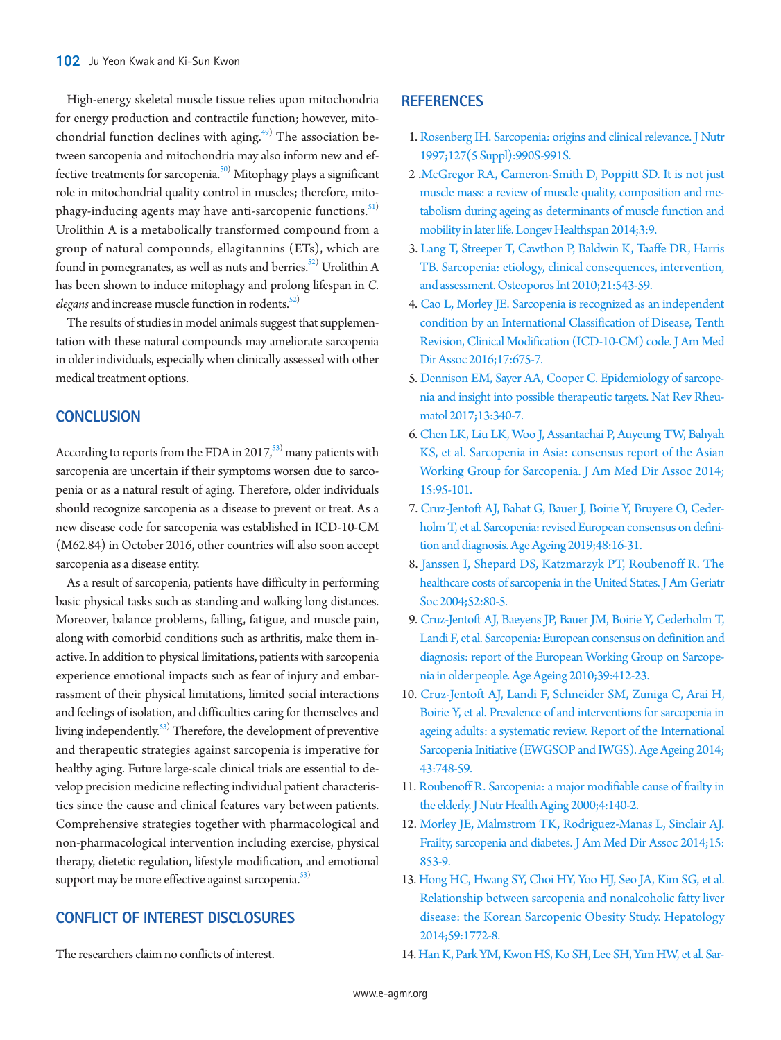High-energy skeletal muscle tissue relies upon mitochondria for energy production and contractile function; however, mitochondrial function declines with aging.[49)] The association between sarcopenia and mitochondria may also inform new and effective treatments for sarcopenia.[50)] Mitophagy plays a significant role in mitochondrial quality control in muscles; therefore, mitophagy-inducing agents may have anti-sarcopenic functions.[51)] Urolithin A is a metabolically transformed compound from a group of natural compounds, ellagitannins (ETs), which are found in pomegranates, as well as nuts and berries.[52)] Urolithin A has been shown to induce mitophagy and prolong lifespan in *C. elegans* and increase muscle function in rodents.[52)]

The results of studies in model animals suggest that supplementation with these natural compounds may ameliorate sarcopenia in older individuals, especially when clinically assessed with other medical treatment options.

## CONCLUSION

According to reports from the FDA in 2017,[53)] many patients with sarcopenia are uncertain if their symptoms worsen due to sarcopenia or as a natural result of aging. Therefore, older individuals should recognize sarcopenia as a disease to prevent or treat. As a new disease code for sarcopenia was established in ICD-10-CM (M62.84) in October 2016, other countries will also soon accept sarcopenia as a disease entity.

As a result of sarcopenia, patients have difficulty in performing basic physical tasks such as standing and walking long distances. Moreover, balance problems, falling, fatigue, and muscle pain, along with comorbid conditions such as arthritis, make them inactive. In addition to physical limitations, patients with sarcopenia experience emotional impacts such as fear of injury and embarrassment of their physical limitations, limited social interactions and feelings of isolation, and difficulties caring for themselves and living independently.[53)] Therefore, the development of preventive and therapeutic strategies against sarcopenia is imperative for healthy aging. Future large-scale clinical trials are essential to develop precision medicine reflecting individual patient characteristics since the cause and clinical features vary between patients. Comprehensive strategies together with pharmacological and non-pharmacological intervention including exercise, physical therapy, dietetic regulation, lifestyle modification, and emotional support may be more effective against sarcopenia.[53)]

## CONFLICT OF INTEREST DISCLOSURES

The researchers claim no conflicts of interest.

## REFERENCES

1. Rosenberg IH. Sarcopenia: origins and clinical relevance. J Nutr 1997;127(5 Suppl):990S-991S.
2. McGregor RA, Cameron-Smith D, Poppitt SD. It is not just muscle mass: a review of muscle quality, composition and metabolism during ageing as determinants of muscle function and mobility in later life. Longev Healthspan 2014;3:9.
3. Lang T, Streeper T, Cawthon P, Baldwin K, Taaffe DR, Harris TB. Sarcopenia: etiology, clinical consequences, intervention, and assessment. Osteoporos Int 2010;21:543-59.
4. Cao L, Morley JE. Sarcopenia is recognized as an independent condition by an International Classification of Disease, Tenth Revision, Clinical Modification (ICD-10-CM) code. J Am Med Dir Assoc 2016;17:675-7.
5. Dennison EM, Sayer AA, Cooper C. Epidemiology of sarcopenia and insight into possible therapeutic targets. Nat Rev Rheumatol 2017;13:340-7.
6. Chen LK, Liu LK, Woo J, Assantachai P, Auyeung TW, Bahyah KS, et al. Sarcopenia in Asia: consensus report of the Asian Working Group for Sarcopenia. J Am Med Dir Assoc 2014;15:95-101.
7. Cruz-Jentoft AJ, Bahat G, Bauer J, Boirie Y, Bruyere O, Cederholm T, et al. Sarcopenia: revised European consensus on definition and diagnosis. Age Ageing 2019;48:16-31.
8. Janssen I, Shepard DS, Katzmarzyk PT, Roubenoff R. The healthcare costs of sarcopenia in the United States. J Am Geriatr Soc 2004;52:80-5.
9. Cruz-Jentoft AJ, Baeyens JP, Bauer JM, Boirie Y, Cederholm T, Landi F, et al. Sarcopenia: European consensus on definition and diagnosis: report of the European Working Group on Sarcopenia in older people. Age Ageing 2010;39:412-23.
10. Cruz-Jentoft AJ, Landi F, Schneider SM, Zuniga C, Arai H, Boirie Y, et al. Prevalence of and interventions for sarcopenia in ageing adults: a systematic review. Report of the International Sarcopenia Initiative (EWGSOP and IWGS). Age Ageing 2014;43:748-59.
11. Roubenoff R. Sarcopenia: a major modifiable cause of frailty in the elderly. J Nutr Health Aging 2000;4:140-2.
12. Morley JE, Malmstrom TK, Rodriguez-Manas L, Sinclair AJ. Frailty, sarcopenia and diabetes. J Am Med Dir Assoc 2014;15:853-9.
13. Hong HC, Hwang SY, Choi HY, Yoo HJ, Seo JA, Kim SG, et al. Relationship between sarcopenia and nonalcoholic fatty liver disease: the Korean Sarcopenic Obesity Study. Hepatology 2014;59:1772-8.
14. Han K, Park YM, Kwon HS, Ko SH, Lee SH, Yim HW, et al. Sar-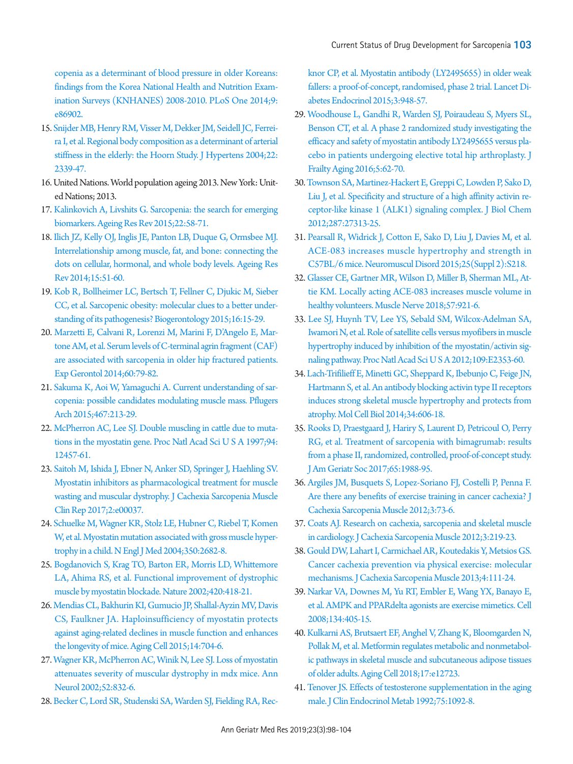copenia as a determinant of blood pressure in older Koreans: findings from the Korea National Health and Nutrition Examination Surveys (KNHANES) 2008-2010. PLoS One 2014;9:e86902.

15. Snijder MB, Henry RM, Visser M, Dekker JM, Seidell JC, Ferreira I, et al. Regional body composition as a determinant of arterial stiffness in the elderly: the Hoorn Study. J Hypertens 2004;22:2339-47.
16. United Nations. World population ageing 2013. New York: United Nations; 2013.
17. Kalinkovich A, Livshits G. Sarcopenia: the search for emerging biomarkers. Ageing Res Rev 2015;22:58-71.
18. Ilich JZ, Kelly OJ, Inglis JE, Panton LB, Duque G, Ormsbee MJ. Interrelationship among muscle, fat, and bone: connecting the dots on cellular, hormonal, and whole body levels. Ageing Res Rev 2014;15:51-60.
19. Kob R, Bollheimer LC, Bertsch T, Fellner C, Djukic M, Sieber CC, et al. Sarcopenic obesity: molecular clues to a better understanding of its pathogenesis? Biogerontology 2015;16:15-29.
20. Marzetti E, Calvani R, Lorenzi M, Marini F, D'Angelo E, Martone AM, et al. Serum levels of C-terminal agrin fragment (CAF) are associated with sarcopenia in older hip fractured patients. Exp Gerontol 2014;60:79-82.
21. Sakuma K, Aoi W, Yamaguchi A. Current understanding of sarcopenia: possible candidates modulating muscle mass. Pflugers Arch 2015;467:213-29.
22. McPherron AC, Lee SJ. Double muscling in cattle due to mutations in the myostatin gene. Proc Natl Acad Sci U S A 1997;94:12457-61.
23. Saitoh M, Ishida J, Ebner N, Anker SD, Springer J, Haehling SV. Myostatin inhibitors as pharmacological treatment for muscle wasting and muscular dystrophy. J Cachexia Sarcopenia Muscle Clin Rep 2017;2:e00037.
24. Schuelke M, Wagner KR, Stolz LE, Hubner C, Riebel T, Komen W, et al. Myostatin mutation associated with gross muscle hypertrophy in a child. N Engl J Med 2004;350:2682-8.
25. Bogdanovich S, Krag TO, Barton ER, Morris LD, Whittemore LA, Ahima RS, et al. Functional improvement of dystrophic muscle by myostatin blockade. Nature 2002;420:418-21.
26. Mendias CL, Bakhurin KI, Gumucio JP, Shallal-Ayzin MV, Davis CS, Faulkner JA. Haploinsufficiency of myostatin protects against aging-related declines in muscle function and enhances the longevity of mice. Aging Cell 2015;14:704-6.
27. Wagner KR, McPherron AC, Winik N, Lee SJ. Loss of myostatin attenuates severity of muscular dystrophy in mdx mice. Ann Neurol 2002;52:832-6.
28. Becker C, Lord SR, Studenski SA, Warden SJ, Fielding RA, Recknor CP, et al. Myostatin antibody (LY2495655) in older weak fallers: a proof-of-concept, randomised, phase 2 trial. Lancet Diabetes Endocrinol 2015;3:948-57.
29. Woodhouse L, Gandhi R, Warden SJ, Poiraudeau S, Myers SL, Benson CT, et al. A phase 2 randomized study investigating the efficacy and safety of myostatin antibody LY2495655 versus placebo in patients undergoing elective total hip arthroplasty. J Frailty Aging 2016;5:62-70.
30. Townson SA, Martinez-Hackert E, Greppi C, Lowden P, Sako D, Liu J, et al. Specificity and structure of a high affinity activin receptor-like kinase 1 (ALK1) signaling complex. J Biol Chem 2012;287:27313-25.
31. Pearsall R, Widrick J, Cotton E, Sako D, Liu J, Davies M, et al. ACE-083 increases muscle hypertrophy and strength in C57BL/6 mice. Neuromuscul Disord 2015;25(Suppl 2):S218.
32. Glasser CE, Gartner MR, Wilson D, Miller B, Sherman ML, Attie KM. Locally acting ACE-083 increases muscle volume in healthy volunteers. Muscle Nerve 2018;57:921-6.
33. Lee SJ, Huynh TV, Lee YS, Sebald SM, Wilcox-Adelman SA, Iwamori N, et al. Role of satellite cells versus myofibers in muscle hypertrophy induced by inhibition of the myostatin/activin signaling pathway. Proc Natl Acad Sci U S A 2012;109:E2353-60.
34. Lach-Trifilieff E, Minetti GC, Sheppard K, Ibebunjo C, Feige JN, Hartmann S, et al. An antibody blocking activin type II receptors induces strong skeletal muscle hypertrophy and protects from atrophy. Mol Cell Biol 2014;34:606-18.
35. Rooks D, Praestgaard J, Hariry S, Laurent D, Petricoul O, Perry RG, et al. Treatment of sarcopenia with bimagrumab: results from a phase II, randomized, controlled, proof-of-concept study. J Am Geriatr Soc 2017;65:1988-95.
36. Argiles JM, Busquets S, Lopez-Soriano FJ, Costelli P, Penna F. Are there any benefits of exercise training in cancer cachexia? J Cachexia Sarcopenia Muscle 2012;3:73-6.
37. Coats AJ. Research on cachexia, sarcopenia and skeletal muscle in cardiology. J Cachexia Sarcopenia Muscle 2012;3:219-23.
38. Gould DW, Lahart I, Carmichael AR, Koutedakis Y, Metsios GS. Cancer cachexia prevention via physical exercise: molecular mechanisms. J Cachexia Sarcopenia Muscle 2013;4:111-24.
39. Narkar VA, Downes M, Yu RT, Embler E, Wang YX, Banayo E, et al. AMPK and PPARdelta agonists are exercise mimetics. Cell 2008;134:405-15.
40. Kulkarni AS, Brutsaert EF, Anghel V, Zhang K, Bloomgarden N, Pollak M, et al. Metformin regulates metabolic and nonmetabolic pathways in skeletal muscle and subcutaneous adipose tissues of older adults. Aging Cell 2018;17:e12723.
41. Tenover JS. Effects of testosterone supplementation in the aging male. J Clin Endocrinol Metab 1992;75:1092-8.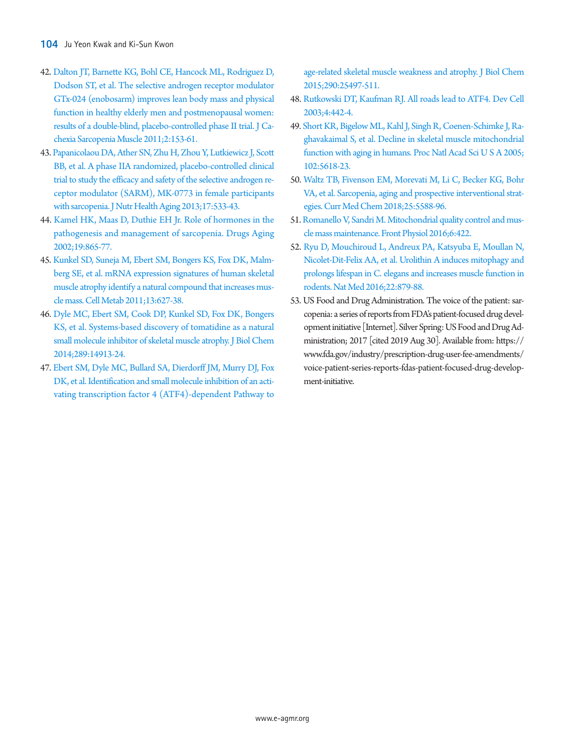42. Dalton JT, Barnette KG, Bohl CE, Hancock ML, Rodriguez D, Dodson ST, et al. The selective androgen receptor modulator GTx-024 (enobosarm) improves lean body mass and physical function in healthy elderly men and postmenopausal women: results of a double-blind, placebo-controlled phase II trial. J Cachexia Sarcopenia Muscle 2011;2:153-61.
43. Papanicolaou DA, Ather SN, Zhu H, Zhou Y, Lutkiewicz J, Scott BB, et al. A phase IIA randomized, placebo-controlled clinical trial to study the efficacy and safety of the selective androgen receptor modulator (SARM), MK-0773 in female participants with sarcopenia. J Nutr Health Aging 2013;17:533-43.
44. Kamel HK, Maas D, Duthie EH Jr. Role of hormones in the pathogenesis and management of sarcopenia. Drugs Aging 2002;19:865-77.
45. Kunkel SD, Suneja M, Ebert SM, Bongers KS, Fox DK, Malmberg SE, et al. mRNA expression signatures of human skeletal muscle atrophy identify a natural compound that increases muscle mass. Cell Metab 2011;13:627-38.
46. Dyle MC, Ebert SM, Cook DP, Kunkel SD, Fox DK, Bongers KS, et al. Systems-based discovery of tomatidine as a natural small molecule inhibitor of skeletal muscle atrophy. J Biol Chem 2014;289:14913-24.
47. Ebert SM, Dyle MC, Bullard SA, Dierdorff JM, Murry DJ, Fox DK, et al. Identification and small molecule inhibition of an activating transcription factor 4 (ATF4)-dependent Pathway to age-related skeletal muscle weakness and atrophy. J Biol Chem 2015;290:25497-511.
48. Rutkowski DT, Kaufman RJ. All roads lead to ATF4. Dev Cell 2003;4:442-4.
49. Short KR, Bigelow ML, Kahl J, Singh R, Coenen-Schimke J, Raghavakaimal S, et al. Decline in skeletal muscle mitochondrial function with aging in humans. Proc Natl Acad Sci U S A 2005;102:5618-23.
50. Waltz TB, Fivenson EM, Morevati M, Li C, Becker KG, Bohr VA, et al. Sarcopenia, aging and prospective interventional strategies. Curr Med Chem 2018;25:5588-96.
51. Romanello V, Sandri M. Mitochondrial quality control and muscle mass maintenance. Front Physiol 2016;6:422.
52. Ryu D, Mouchiroud L, Andreux PA, Katsyuba E, Moullan N, Nicolet-Dit-Felix AA, et al. Urolithin A induces mitophagy and prolongs lifespan in C. elegans and increases muscle function in rodents. Nat Med 2016;22:879-88.
53. US Food and Drug Administration. The voice of the patient: sarcopenia: a series of reports from FDA's patient-focused drug development initiative [Internet]. Silver Spring: US Food and Drug Administration; 2017 [cited 2019 Aug 30]. Available from: https://www.fda.gov/industry/prescription-drug-user-fee-amendments/voice-patient-series-reports-fdas-patient-focused-drug-development-initiative.